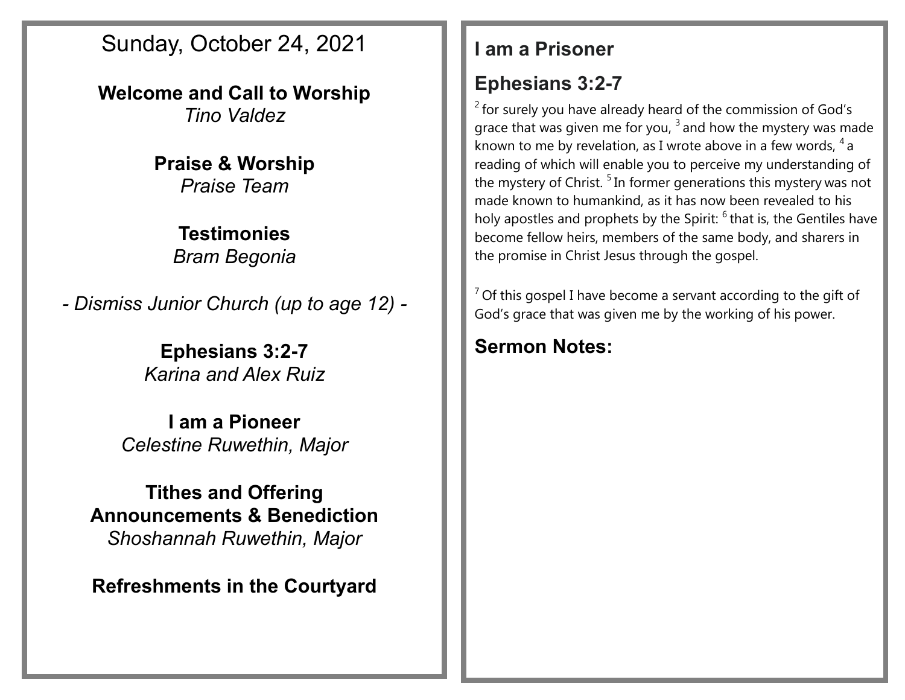Sunday, October 24, 2021

**Welcome and Call to Worship**
*Tino Valdez*

**Praise & Worship**
*Praise Team*

**Testimonies**
*Bram Begonia*

*- Dismiss Junior Church (up to age 12) -*

**Ephesians 3:2-7**
*Karina and Alex Ruiz*

**I am a Pioneer**
*Celestine Ruwethin, Major*

**Tithes and Offering**
**Announcements & Benediction**
*Shoshannah Ruwethin, Major*

**Refreshments in the Courtyard**

## I am a Prisoner

## Ephesians 3:2-7

[2] for surely you have already heard of the commission of God's grace that was given me for you, [3] and how the mystery was made known to me by revelation, as I wrote above in a few words, [4] a reading of which will enable you to perceive my understanding of the mystery of Christ. [5] In former generations this mystery was not made known to humankind, as it has now been revealed to his holy apostles and prophets by the Spirit: [6] that is, the Gentiles have become fellow heirs, members of the same body, and sharers in the promise in Christ Jesus through the gospel.

[7] Of this gospel I have become a servant according to the gift of God's grace that was given me by the working of his power.

## Sermon Notes: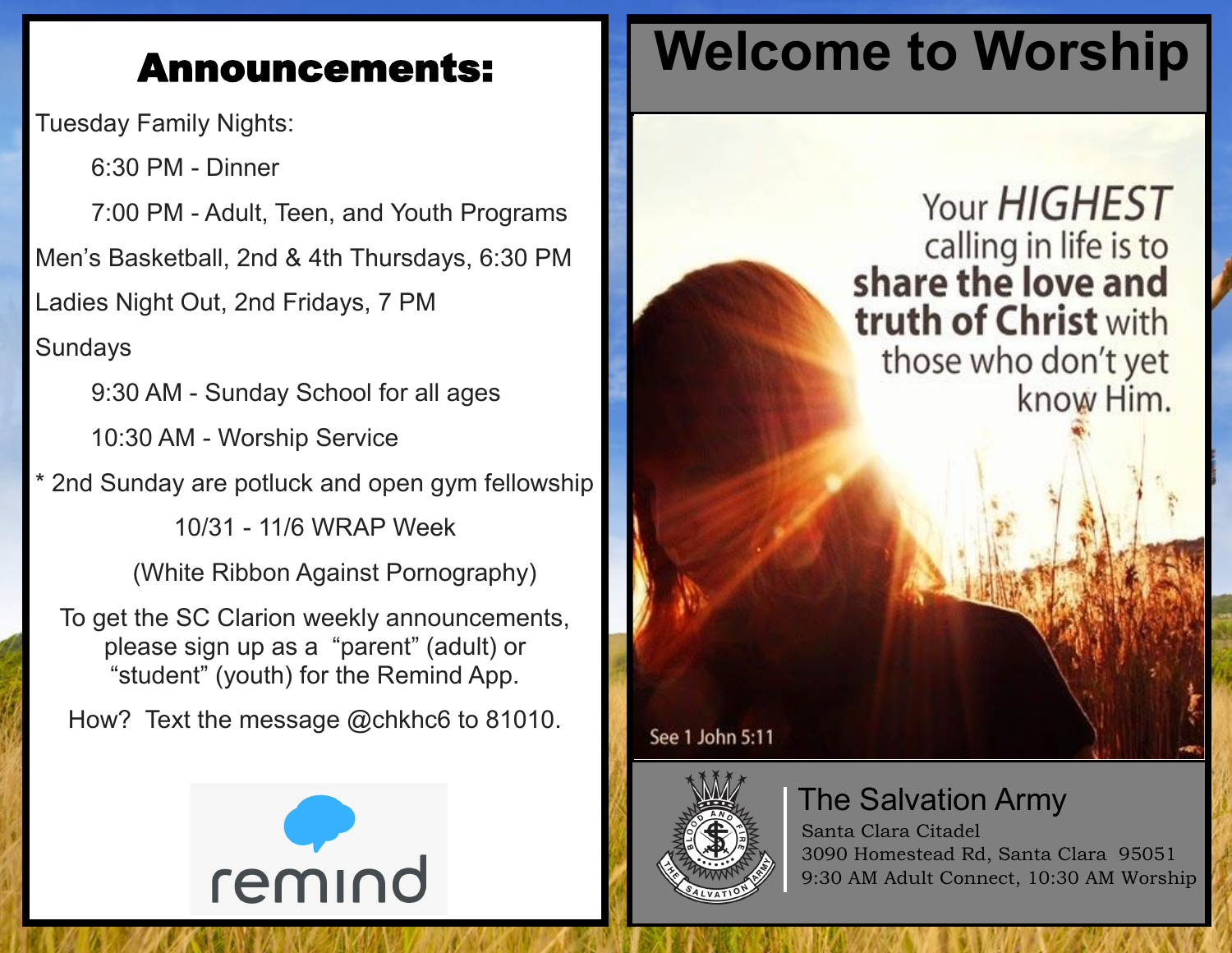# Announcements:

Tuesday Family Nights:

6:30 PM - Dinner

7:00 PM - Adult, Teen, and Youth Programs

Men's Basketball, 2nd & 4th Thursdays, 6:30 PM

Ladies Night Out, 2nd Fridays, 7 PM

Sundays

9:30 AM - Sunday School for all ages

10:30 AM - Worship Service

* 2nd Sunday are potluck and open gym fellowship

10/31 - 11/6 WRAP Week

(White Ribbon Against Pornography)

To get the SC Clarion weekly announcements, please sign up as a "parent" (adult) or "student" (youth) for the Remind App.

How? Text the message @chkhc6 to 81010.

remind

# Welcome to Worship

Your *HIGHEST* calling in life is to **share the love and truth of Christ** with those who don't yet know Him.

See 1 John 5:11

The Salvation Army

Santa Clara Citadel

3090 Homestead Rd, Santa Clara 95051

9:30 AM Adult Connect, 10:30 AM Worship